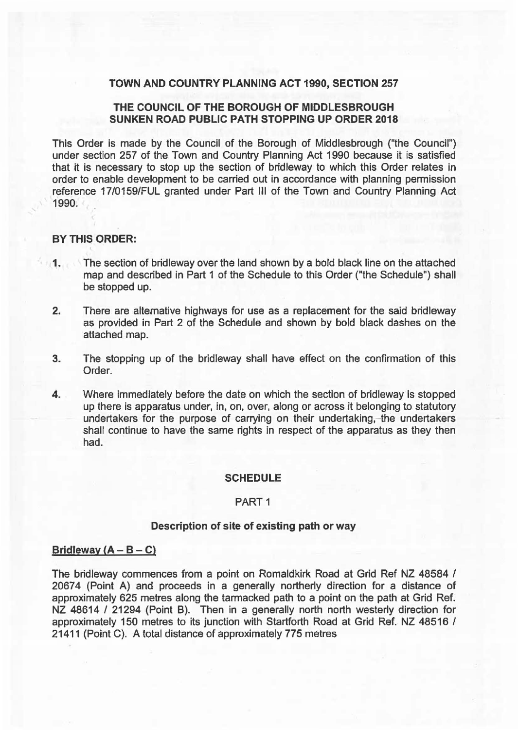# TOWN AND COUNTRY PLANNING ACT 1990, SECTION 257

## THE COUNCIL OF THE BOROUGH OF MIDDLESBROUGH SUNKEN ROAD PUBLIC PATH STOPPING UP ORDER 2018

This Order is made by the Council of the Borough of Middlesbrough ("the Council") under section 257 of the Town and Country Planning Act 1990 because it is satisfied that it is necessary to stop up the section of bridleway to which this Order relates in order to enable development to be carried out in accordance with planning permission reference 17/0159/FUL granted under Part III of the Town and Country Planning Act 1990.

### BY THIS ORDER:

1. The section of bridleway over the land shown by a bold black line on the attached map and described in Part 1 of the Schedule to this Order ("the Schedule") shall be stopped up.

2. There are alternative highways for use as a replacement for the said bridleway as provided in Part 2 of the Schedule and shown by bold black dashes on the attached map.

3. The stopping up of the bridleway shall have effect on the confirmation of this Order.

4. Where immediately before the date on which the section of bridleway is stopped up there is apparatus under, in, on, over, along or across it belonging to statutory undertakers for the purpose of carrying on their undertaking, the undertakers shall continue to have the same rights in respect of the apparatus as they then had.

### SCHEDULE

#### PART 1

#### Description of site of existing path or way

**Bridleway (A – B – C)**

The bridleway commences from a point on Romaldkirk Road at Grid Ref NZ 48584 / 20674 (Point A) and proceeds in a generally northerly direction for a distance of approximately 625 metres along the tarmacked path to a point on the path at Grid Ref. NZ 48614 / 21294 (Point B). Then in a generally north north westerly direction for approximately 150 metres to its junction with Startforth Road at Grid Ref. NZ 48516 / 21411 (Point C). A total distance of approximately 775 metres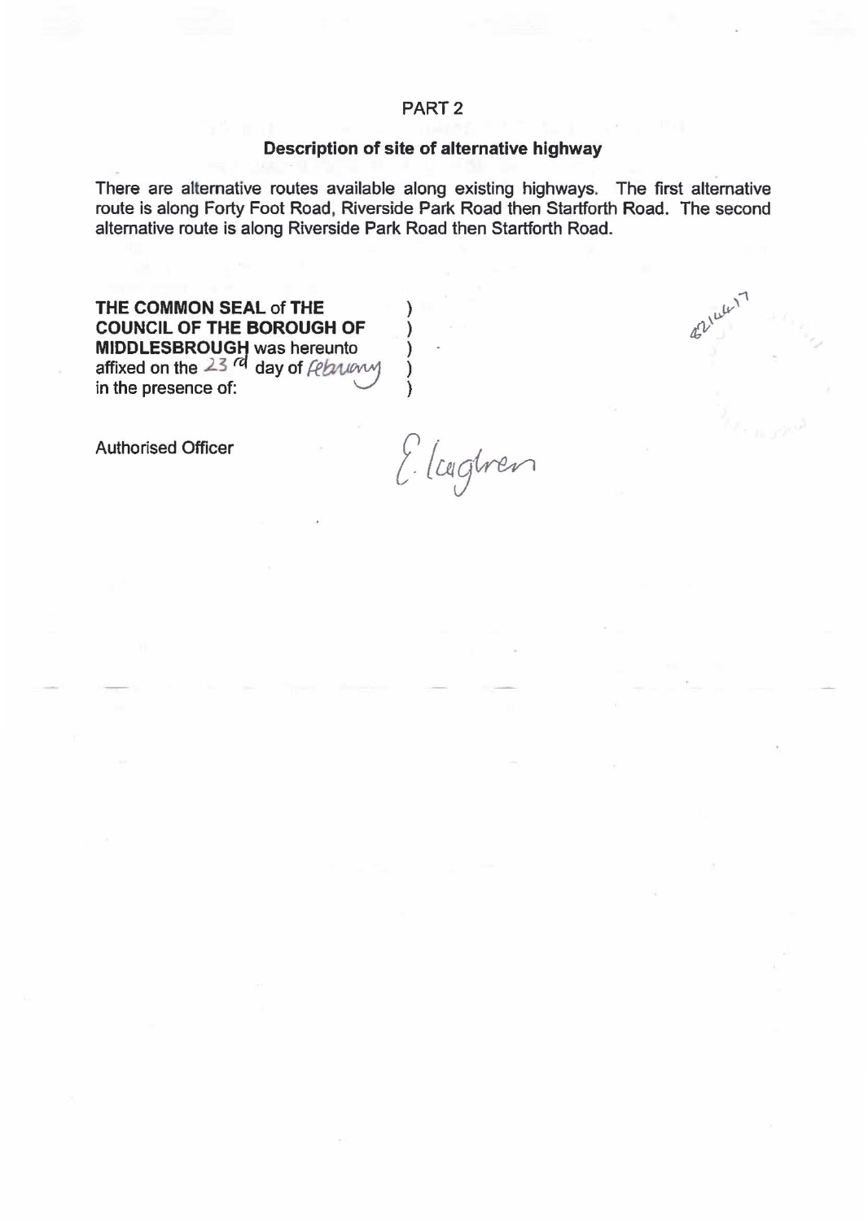## PART 2

### Description of site of alternative highway

There are alternative routes available along existing highways. The first alternative route is along Forty Foot Road, Riverside Park Road then Startforth Road. The second alternative route is along Riverside Park Road then Startforth Road.

**THE COMMON SEAL** of **THE COUNCIL OF THE BOROUGH OF MIDDLESBROUGH** was hereunto affixed on the 23rd day of February in the presence of: )

Authorised Officer

E. Lagtren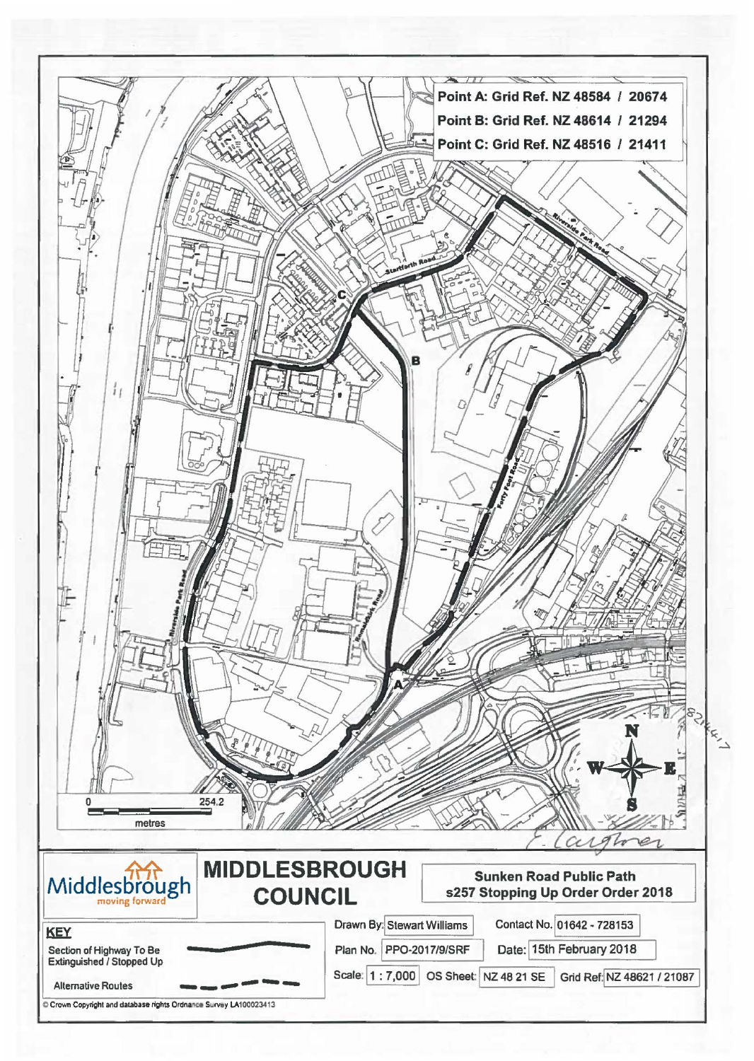Point A: Grid Ref. NZ 48584 / 20674

Point B: Grid Ref. NZ 48614 / 21294

Point C: Grid Ref. NZ 48516 / 21411

Riverside Park Road

Stainforth Road

Forty Foot Road

Riverside Park Road

Cannon Park Road

A

B

C

0 254.2 metres

N W E S

# MIDDLESBROUGH COUNCIL

Middlesbrough moving forward

**Sunken Road Public Path s257 Stopping Up Order Order 2018**

**KEY**

Section of Highway To Be Extinguished / Stopped Up

Alternative Routes

| | | | |
|---|---|---|---|
| Drawn By: | Stewart Williams | Contact No. | 01642 - 728153 |
| Plan No. | PPO-2017/9/SRF | Date: | 15th February 2018 |
| Scale: | 1 : 7,000 | OS Sheet: | NZ 48 21 SE |
| Grid Ref: | NZ 48621 / 21087 | | |

© Crown Copyright and database rights Ordnance Survey LA100023413